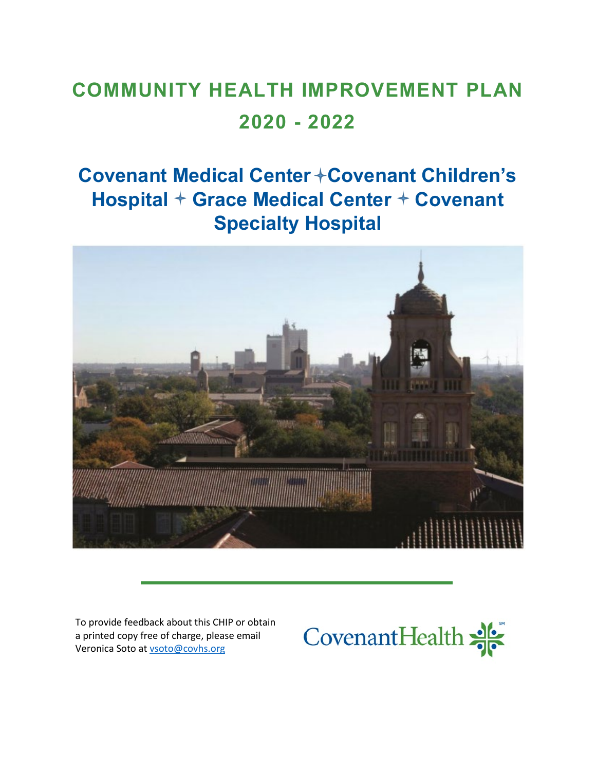# COMMUNITY HEALTH IMPROVEMENT PLAN 2020 - 2022

## Covenant Medical Center ✦ Covenant Children's Hospital ✦ Grace Medical Center ✦ Covenant Specialty Hospital

To provide feedback about this CHIP or obtain a printed copy free of charge, please email Veronica Soto at vsoto@covhs.org

CovenantHealth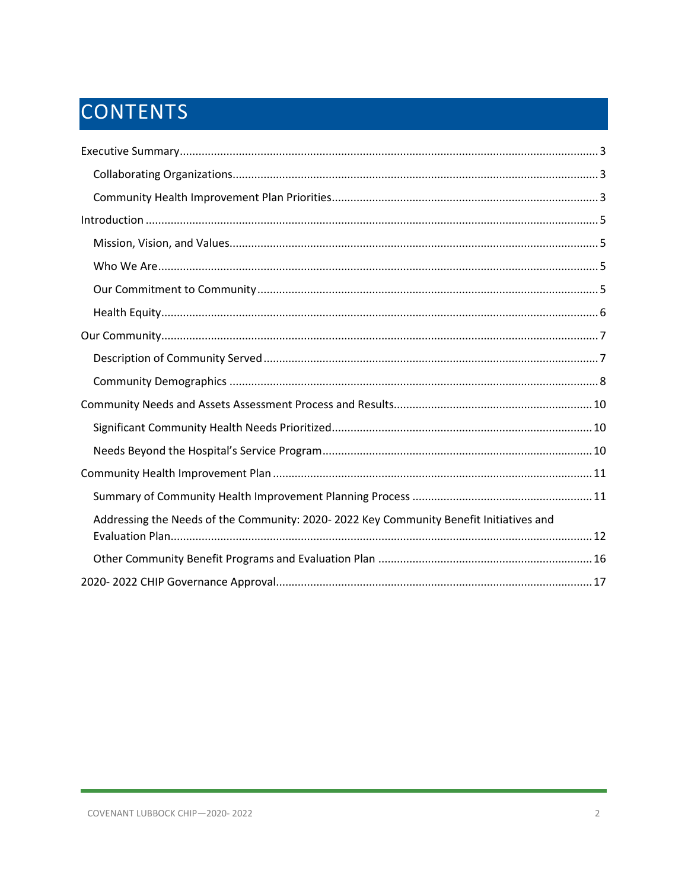# CONTENTS

- Executive Summary ... 3
  - Collaborating Organizations ... 3
  - Community Health Improvement Plan Priorities ... 3
- Introduction ... 5
  - Mission, Vision, and Values ... 5
  - Who We Are ... 5
  - Our Commitment to Community ... 5
  - Health Equity ... 6
- Our Community ... 7
  - Description of Community Served ... 7
  - Community Demographics ... 8
- Community Needs and Assets Assessment Process and Results ... 10
  - Significant Community Health Needs Prioritized ... 10
  - Needs Beyond the Hospital's Service Program ... 10
- Community Health Improvement Plan ... 11
  - Summary of Community Health Improvement Planning Process ... 11
  - Addressing the Needs of the Community: 2020- 2022 Key Community Benefit Initiatives and Evaluation Plan ... 12
  - Other Community Benefit Programs and Evaluation Plan ... 16
- 2020- 2022 CHIP Governance Approval ... 17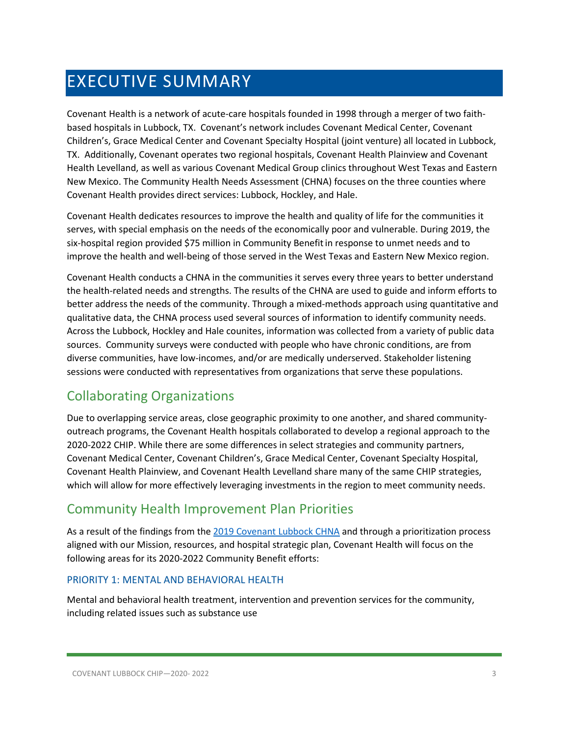# EXECUTIVE SUMMARY

Covenant Health is a network of acute-care hospitals founded in 1998 through a merger of two faith-based hospitals in Lubbock, TX. Covenant's network includes Covenant Medical Center, Covenant Children's, Grace Medical Center and Covenant Specialty Hospital (joint venture) all located in Lubbock, TX. Additionally, Covenant operates two regional hospitals, Covenant Health Plainview and Covenant Health Levelland, as well as various Covenant Medical Group clinics throughout West Texas and Eastern New Mexico. The Community Health Needs Assessment (CHNA) focuses on the three counties where Covenant Health provides direct services: Lubbock, Hockley, and Hale.

Covenant Health dedicates resources to improve the health and quality of life for the communities it serves, with special emphasis on the needs of the economically poor and vulnerable. During 2019, the six-hospital region provided $75 million in Community Benefit in response to unmet needs and to improve the health and well-being of those served in the West Texas and Eastern New Mexico region.

Covenant Health conducts a CHNA in the communities it serves every three years to better understand the health-related needs and strengths. The results of the CHNA are used to guide and inform efforts to better address the needs of the community. Through a mixed-methods approach using quantitative and qualitative data, the CHNA process used several sources of information to identify community needs. Across the Lubbock, Hockley and Hale counites, information was collected from a variety of public data sources. Community surveys were conducted with people who have chronic conditions, are from diverse communities, have low-incomes, and/or are medically underserved. Stakeholder listening sessions were conducted with representatives from organizations that serve these populations.

## Collaborating Organizations

Due to overlapping service areas, close geographic proximity to one another, and shared community-outreach programs, the Covenant Health hospitals collaborated to develop a regional approach to the 2020-2022 CHIP. While there are some differences in select strategies and community partners, Covenant Medical Center, Covenant Children's, Grace Medical Center, Covenant Specialty Hospital, Covenant Health Plainview, and Covenant Health Levelland share many of the same CHIP strategies, which will allow for more effectively leveraging investments in the region to meet community needs.

## Community Health Improvement Plan Priorities

As a result of the findings from the 2019 Covenant Lubbock CHNA and through a prioritization process aligned with our Mission, resources, and hospital strategic plan, Covenant Health will focus on the following areas for its 2020-2022 Community Benefit efforts:

### PRIORITY 1: MENTAL AND BEHAVIORAL HEALTH

Mental and behavioral health treatment, intervention and prevention services for the community, including related issues such as substance use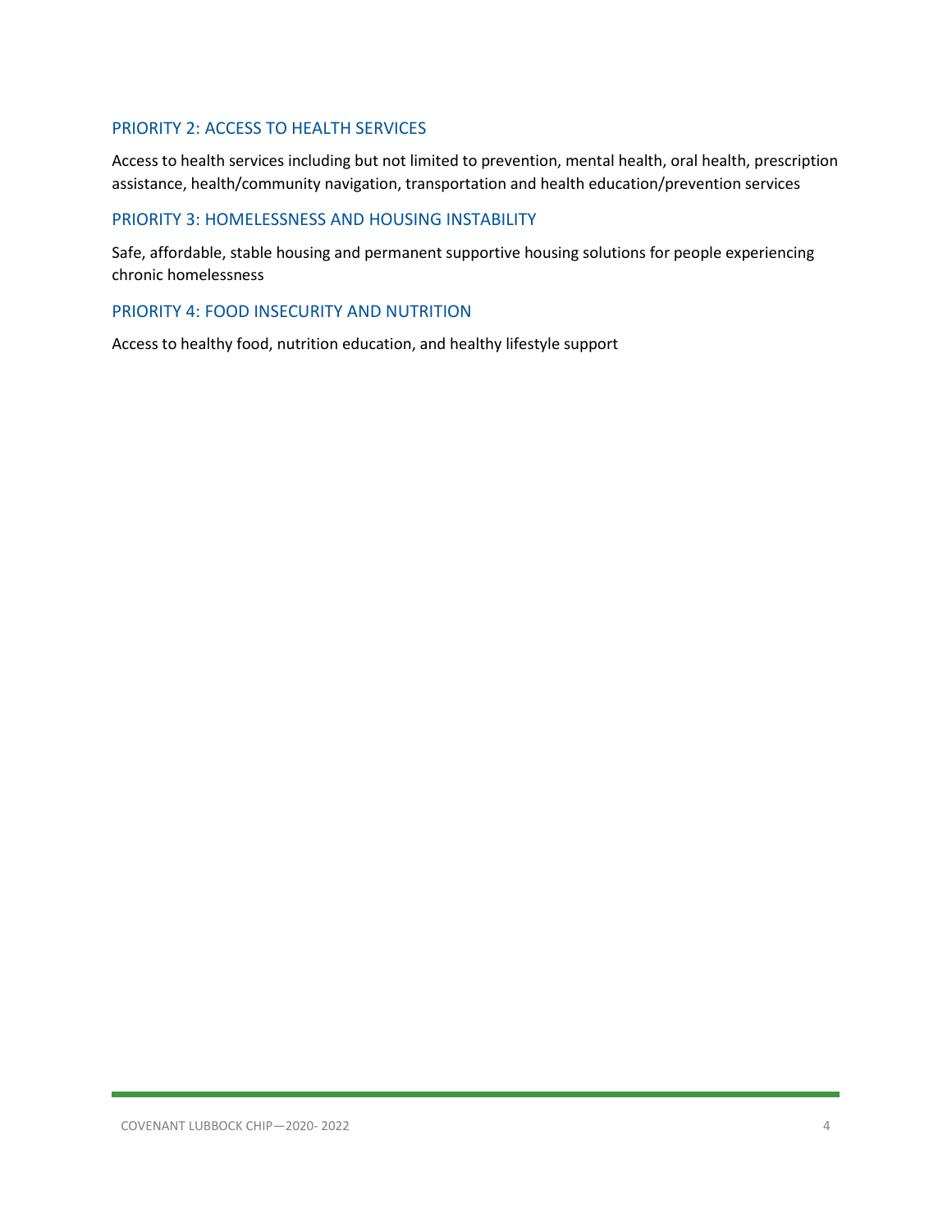### PRIORITY 2: ACCESS TO HEALTH SERVICES

Access to health services including but not limited to prevention, mental health, oral health, prescription assistance, health/community navigation, transportation and health education/prevention services

### PRIORITY 3: HOMELESSNESS AND HOUSING INSTABILITY

Safe, affordable, stable housing and permanent supportive housing solutions for people experiencing chronic homelessness

### PRIORITY 4: FOOD INSECURITY AND NUTRITION

Access to healthy food, nutrition education, and healthy lifestyle support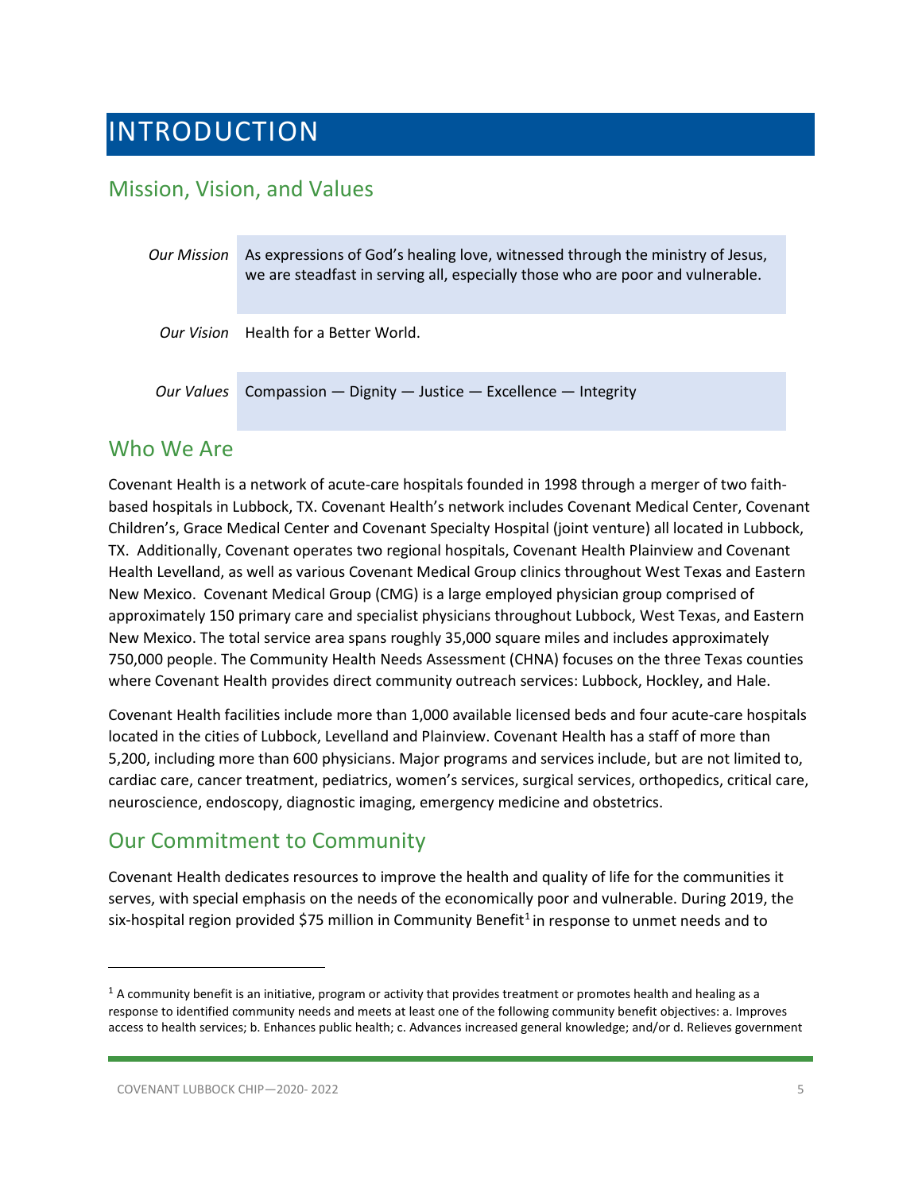# INTRODUCTION

## Mission, Vision, and Values

| | |
|---|---|
| *Our Mission* | As expressions of God's healing love, witnessed through the ministry of Jesus, we are steadfast in serving all, especially those who are poor and vulnerable. |
| *Our Vision* | Health for a Better World. |
| *Our Values* | Compassion — Dignity — Justice — Excellence — Integrity |

## Who We Are

Covenant Health is a network of acute-care hospitals founded in 1998 through a merger of two faith-based hospitals in Lubbock, TX. Covenant Health's network includes Covenant Medical Center, Covenant Children's, Grace Medical Center and Covenant Specialty Hospital (joint venture) all located in Lubbock, TX. Additionally, Covenant operates two regional hospitals, Covenant Health Plainview and Covenant Health Levelland, as well as various Covenant Medical Group clinics throughout West Texas and Eastern New Mexico. Covenant Medical Group (CMG) is a large employed physician group comprised of approximately 150 primary care and specialist physicians throughout Lubbock, West Texas, and Eastern New Mexico. The total service area spans roughly 35,000 square miles and includes approximately 750,000 people. The Community Health Needs Assessment (CHNA) focuses on the three Texas counties where Covenant Health provides direct community outreach services: Lubbock, Hockley, and Hale.

Covenant Health facilities include more than 1,000 available licensed beds and four acute-care hospitals located in the cities of Lubbock, Levelland and Plainview. Covenant Health has a staff of more than 5,200, including more than 600 physicians. Major programs and services include, but are not limited to, cardiac care, cancer treatment, pediatrics, women's services, surgical services, orthopedics, critical care, neuroscience, endoscopy, diagnostic imaging, emergency medicine and obstetrics.

## Our Commitment to Community

Covenant Health dedicates resources to improve the health and quality of life for the communities it serves, with special emphasis on the needs of the economically poor and vulnerable. During 2019, the six-hospital region provided $75 million in Community Benefit[1] in response to unmet needs and to

---

[1] A community benefit is an initiative, program or activity that provides treatment or promotes health and healing as a response to identified community needs and meets at least one of the following community benefit objectives: a. Improves access to health services; b. Enhances public health; c. Advances increased general knowledge; and/or d. Relieves government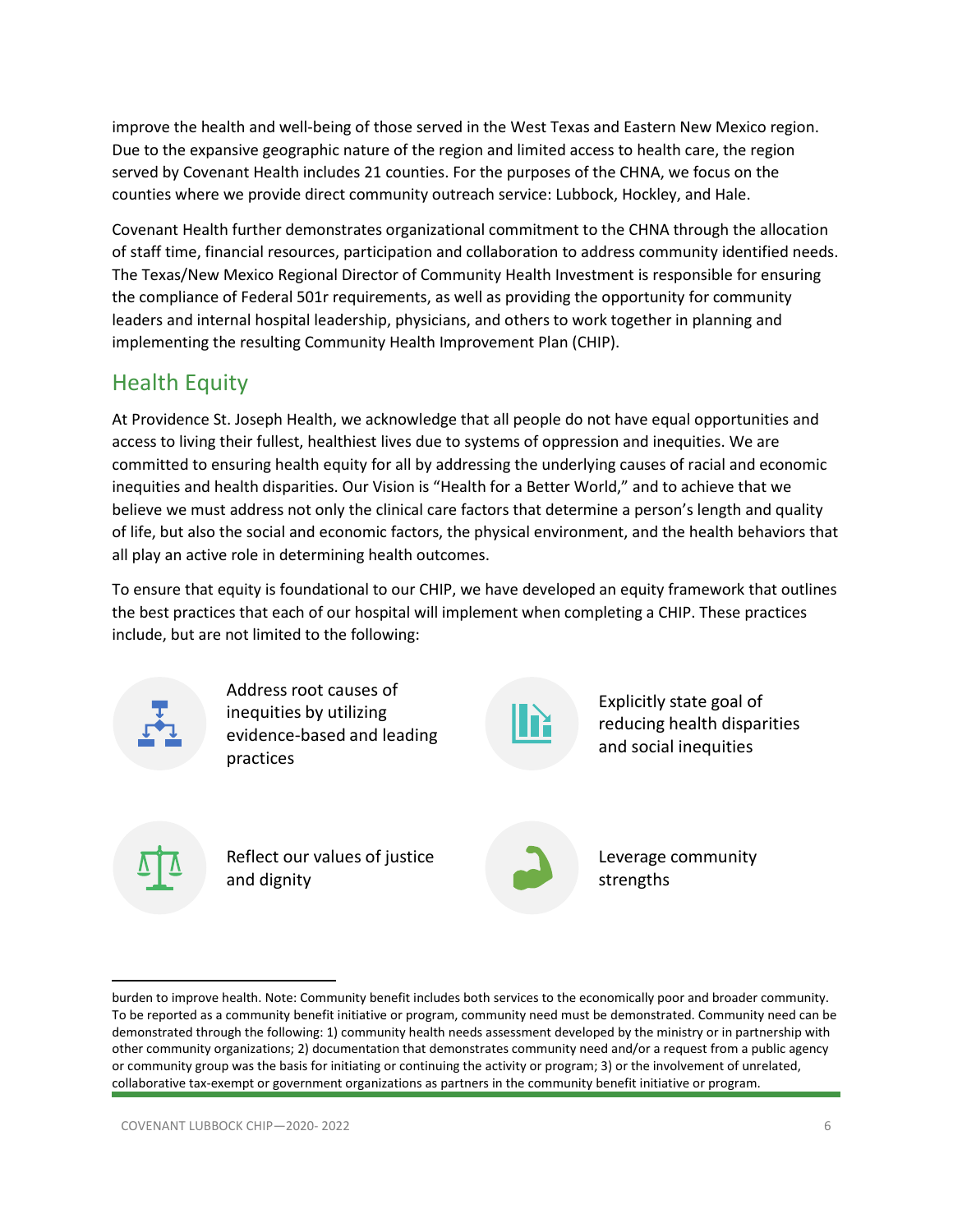improve the health and well-being of those served in the West Texas and Eastern New Mexico region. Due to the expansive geographic nature of the region and limited access to health care, the region served by Covenant Health includes 21 counties. For the purposes of the CHNA, we focus on the counties where we provide direct community outreach service: Lubbock, Hockley, and Hale.

Covenant Health further demonstrates organizational commitment to the CHNA through the allocation of staff time, financial resources, participation and collaboration to address community identified needs. The Texas/New Mexico Regional Director of Community Health Investment is responsible for ensuring the compliance of Federal 501r requirements, as well as providing the opportunity for community leaders and internal hospital leadership, physicians, and others to work together in planning and implementing the resulting Community Health Improvement Plan (CHIP).

## Health Equity

At Providence St. Joseph Health, we acknowledge that all people do not have equal opportunities and access to living their fullest, healthiest lives due to systems of oppression and inequities. We are committed to ensuring health equity for all by addressing the underlying causes of racial and economic inequities and health disparities. Our Vision is "Health for a Better World," and to achieve that we believe we must address not only the clinical care factors that determine a person's length and quality of life, but also the social and economic factors, the physical environment, and the health behaviors that all play an active role in determining health outcomes.

To ensure that equity is foundational to our CHIP, we have developed an equity framework that outlines the best practices that each of our hospital will implement when completing a CHIP. These practices include, but are not limited to the following:

- Address root causes of inequities by utilizing evidence-based and leading practices
- Explicitly state goal of reducing health disparities and social inequities
- Reflect our values of justice and dignity
- Leverage community strengths

burden to improve health. Note: Community benefit includes both services to the economically poor and broader community. To be reported as a community benefit initiative or program, community need must be demonstrated. Community need can be demonstrated through the following: 1) community health needs assessment developed by the ministry or in partnership with other community organizations; 2) documentation that demonstrates community need and/or a request from a public agency or community group was the basis for initiating or continuing the activity or program; 3) or the involvement of unrelated, collaborative tax-exempt or government organizations as partners in the community benefit initiative or program.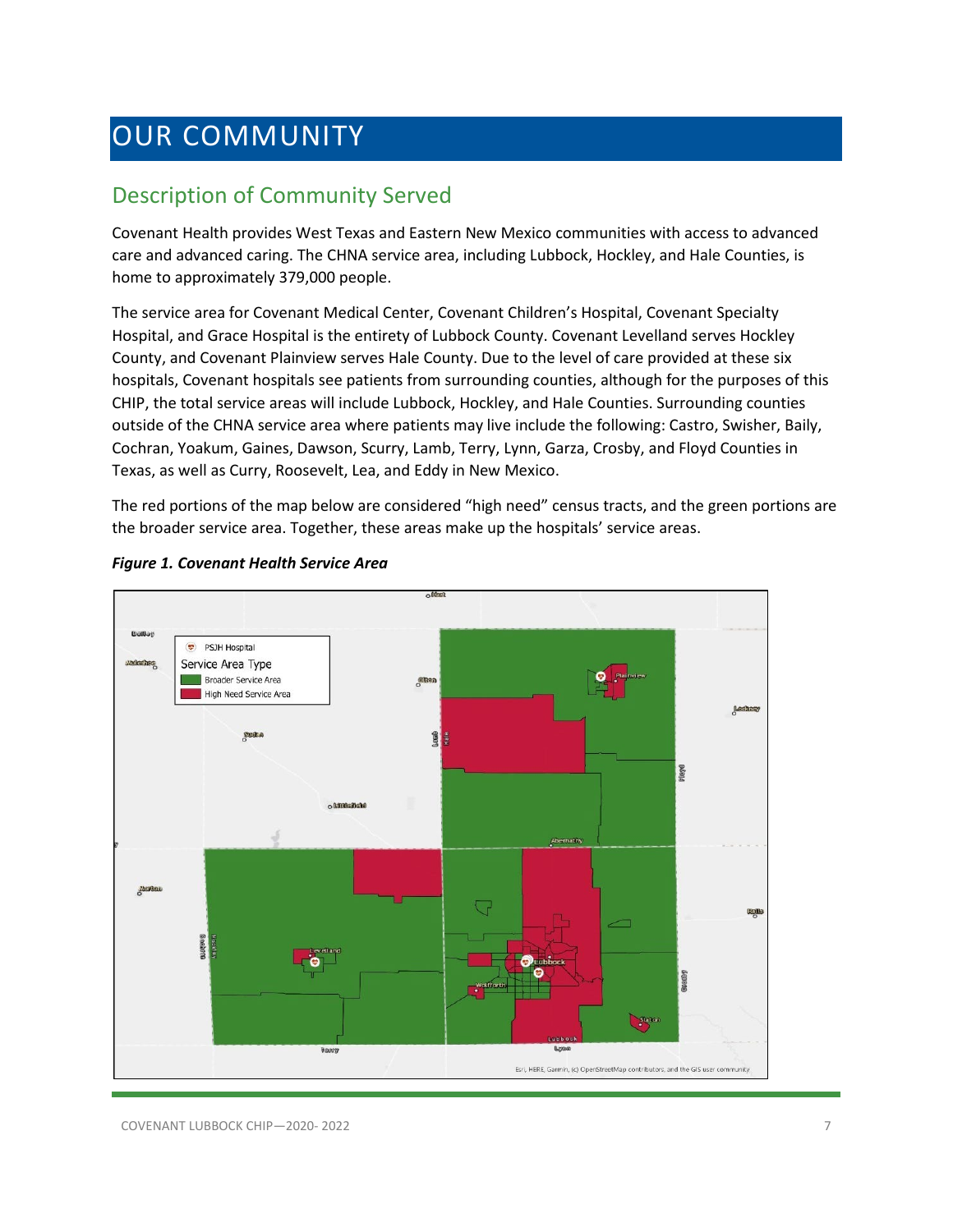# OUR COMMUNITY

## Description of Community Served

Covenant Health provides West Texas and Eastern New Mexico communities with access to advanced care and advanced caring. The CHNA service area, including Lubbock, Hockley, and Hale Counties, is home to approximately 379,000 people.

The service area for Covenant Medical Center, Covenant Children's Hospital, Covenant Specialty Hospital, and Grace Hospital is the entirety of Lubbock County. Covenant Levelland serves Hockley County, and Covenant Plainview serves Hale County. Due to the level of care provided at these six hospitals, Covenant hospitals see patients from surrounding counties, although for the purposes of this CHIP, the total service areas will include Lubbock, Hockley, and Hale Counties. Surrounding counties outside of the CHNA service area where patients may live include the following: Castro, Swisher, Baily, Cochran, Yoakum, Gaines, Dawson, Scurry, Lamb, Terry, Lynn, Garza, Crosby, and Floyd Counties in Texas, as well as Curry, Roosevelt, Lea, and Eddy in New Mexico.

The red portions of the map below are considered "high need" census tracts, and the green portions are the broader service area. Together, these areas make up the hospitals' service areas.

***Figure 1. Covenant Health Service Area***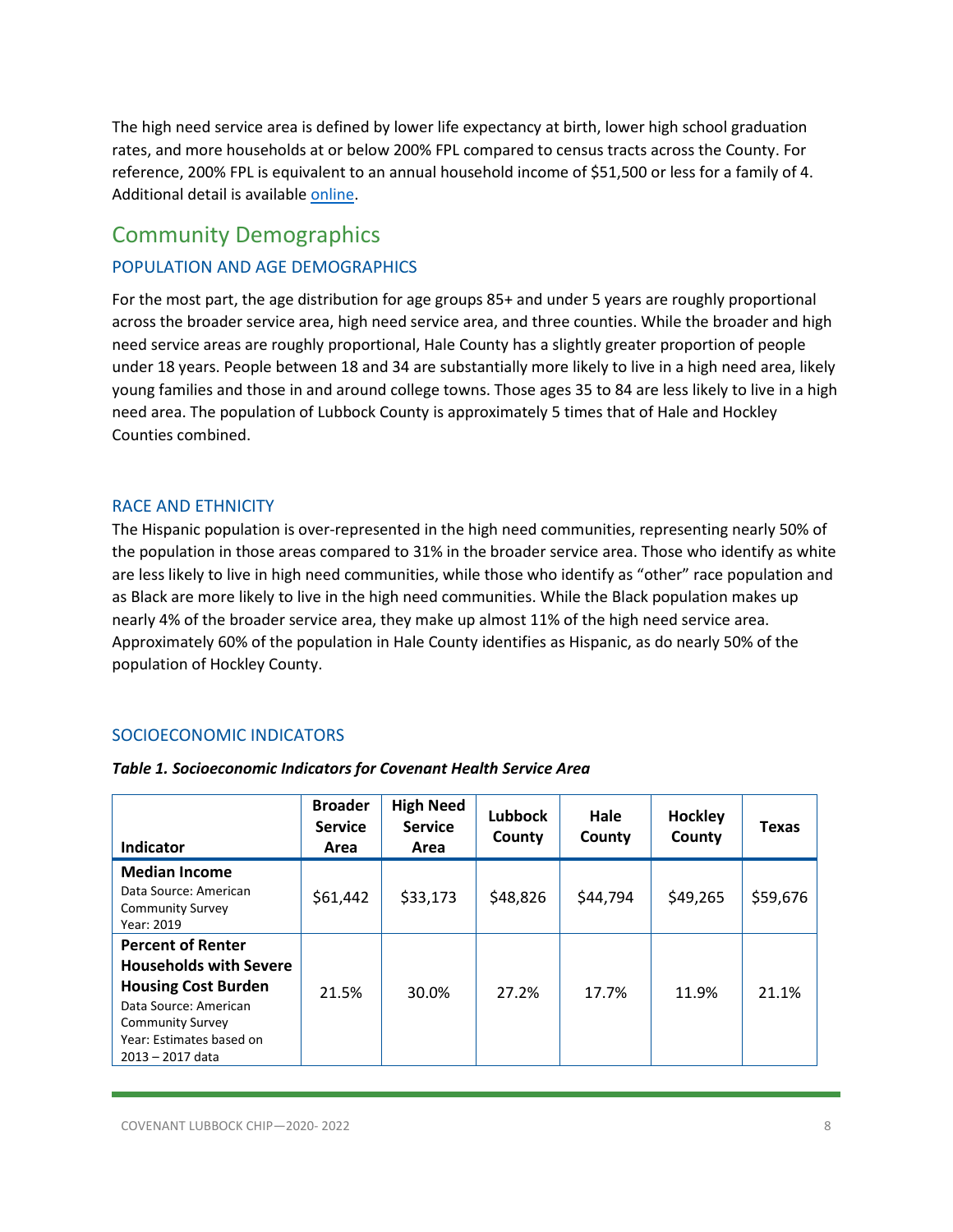The high need service area is defined by lower life expectancy at birth, lower high school graduation rates, and more households at or below 200% FPL compared to census tracts across the County. For reference, 200% FPL is equivalent to an annual household income of $51,500 or less for a family of 4. Additional detail is available online.

## Community Demographics

### POPULATION AND AGE DEMOGRAPHICS

For the most part, the age distribution for age groups 85+ and under 5 years are roughly proportional across the broader service area, high need service area, and three counties. While the broader and high need service areas are roughly proportional, Hale County has a slightly greater proportion of people under 18 years. People between 18 and 34 are substantially more likely to live in a high need area, likely young families and those in and around college towns. Those ages 35 to 84 are less likely to live in a high need area. The population of Lubbock County is approximately 5 times that of Hale and Hockley Counties combined.

### RACE AND ETHNICITY

The Hispanic population is over-represented in the high need communities, representing nearly 50% of the population in those areas compared to 31% in the broader service area. Those who identify as white are less likely to live in high need communities, while those who identify as "other" race population and as Black are more likely to live in the high need communities. While the Black population makes up nearly 4% of the broader service area, they make up almost 11% of the high need service area. Approximately 60% of the population in Hale County identifies as Hispanic, as do nearly 50% of the population of Hockley County.

### SOCIOECONOMIC INDICATORS

***Table 1. Socioeconomic Indicators for Covenant Health Service Area***

| Indicator | Broader Service Area | High Need Service Area | Lubbock County | Hale County | Hockley County | Texas |
|---|---|---|---|---|---|---|
| **Median Income**<br>Data Source: American Community Survey<br>Year: 2019 | $61,442 | $33,173 | $48,826 | $44,794 | $49,265 | $59,676 |
| **Percent of Renter Households with Severe Housing Cost Burden**<br>Data Source: American Community Survey<br>Year: Estimates based on 2013 – 2017 data | 21.5% | 30.0% | 27.2% | 17.7% | 11.9% | 21.1% |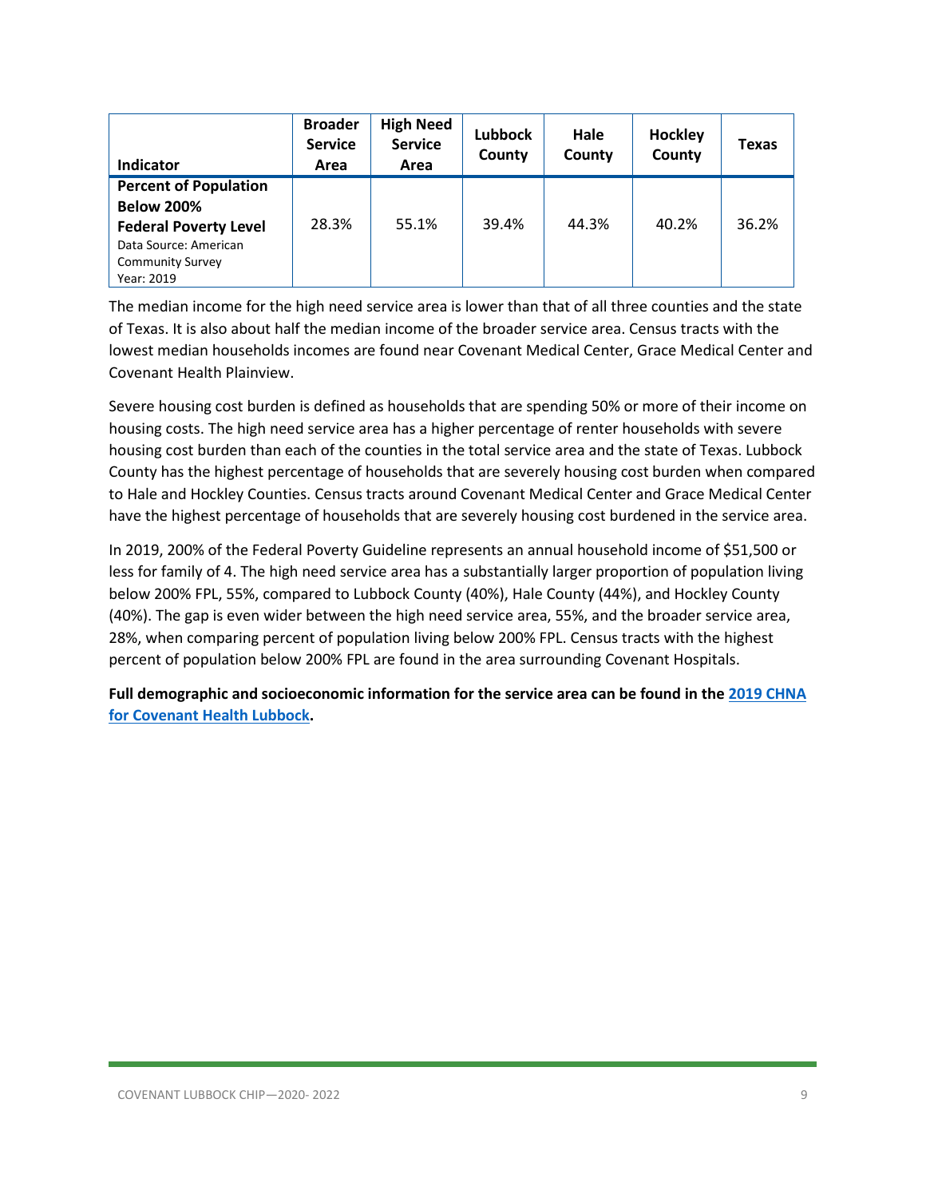| Indicator | Broader Service Area | High Need Service Area | Lubbock County | Hale County | Hockley County | Texas |
|---|---|---|---|---|---|---|
| **Percent of Population Below 200% Federal Poverty Level** Data Source: American Community Survey Year: 2019 | 28.3% | 55.1% | 39.4% | 44.3% | 40.2% | 36.2% |

The median income for the high need service area is lower than that of all three counties and the state of Texas. It is also about half the median income of the broader service area. Census tracts with the lowest median households incomes are found near Covenant Medical Center, Grace Medical Center and Covenant Health Plainview.

Severe housing cost burden is defined as households that are spending 50% or more of their income on housing costs. The high need service area has a higher percentage of renter households with severe housing cost burden than each of the counties in the total service area and the state of Texas. Lubbock County has the highest percentage of households that are severely housing cost burden when compared to Hale and Hockley Counties. Census tracts around Covenant Medical Center and Grace Medical Center have the highest percentage of households that are severely housing cost burdened in the service area.

In 2019, 200% of the Federal Poverty Guideline represents an annual household income of $51,500 or less for family of 4. The high need service area has a substantially larger proportion of population living below 200% FPL, 55%, compared to Lubbock County (40%), Hale County (44%), and Hockley County (40%). The gap is even wider between the high need service area, 55%, and the broader service area, 28%, when comparing percent of population living below 200% FPL. Census tracts with the highest percent of population below 200% FPL are found in the area surrounding Covenant Hospitals.

**Full demographic and socioeconomic information for the service area can be found in the 2019 CHNA for Covenant Health Lubbock.**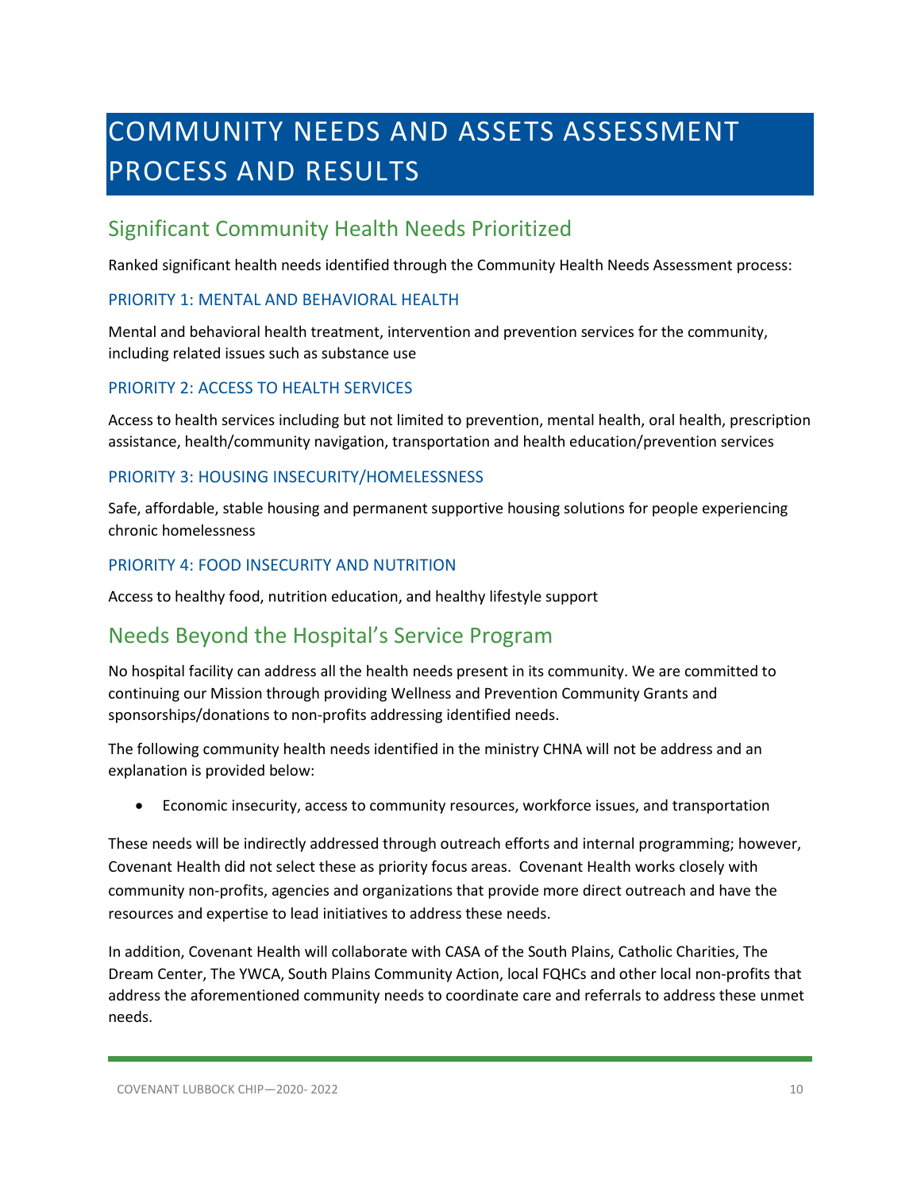# COMMUNITY NEEDS AND ASSETS ASSESSMENT PROCESS AND RESULTS

## Significant Community Health Needs Prioritized

Ranked significant health needs identified through the Community Health Needs Assessment process:

### PRIORITY 1: MENTAL AND BEHAVIORAL HEALTH

Mental and behavioral health treatment, intervention and prevention services for the community, including related issues such as substance use

### PRIORITY 2: ACCESS TO HEALTH SERVICES

Access to health services including but not limited to prevention, mental health, oral health, prescription assistance, health/community navigation, transportation and health education/prevention services

### PRIORITY 3: HOUSING INSECURITY/HOMELESSNESS

Safe, affordable, stable housing and permanent supportive housing solutions for people experiencing chronic homelessness

### PRIORITY 4: FOOD INSECURITY AND NUTRITION

Access to healthy food, nutrition education, and healthy lifestyle support

## Needs Beyond the Hospital's Service Program

No hospital facility can address all the health needs present in its community. We are committed to continuing our Mission through providing Wellness and Prevention Community Grants and sponsorships/donations to non-profits addressing identified needs.

The following community health needs identified in the ministry CHNA will not be address and an explanation is provided below:

- Economic insecurity, access to community resources, workforce issues, and transportation

These needs will be indirectly addressed through outreach efforts and internal programming; however, Covenant Health did not select these as priority focus areas. Covenant Health works closely with community non-profits, agencies and organizations that provide more direct outreach and have the resources and expertise to lead initiatives to address these needs.

In addition, Covenant Health will collaborate with CASA of the South Plains, Catholic Charities, The Dream Center, The YWCA, South Plains Community Action, local FQHCs and other local non-profits that address the aforementioned community needs to coordinate care and referrals to address these unmet needs.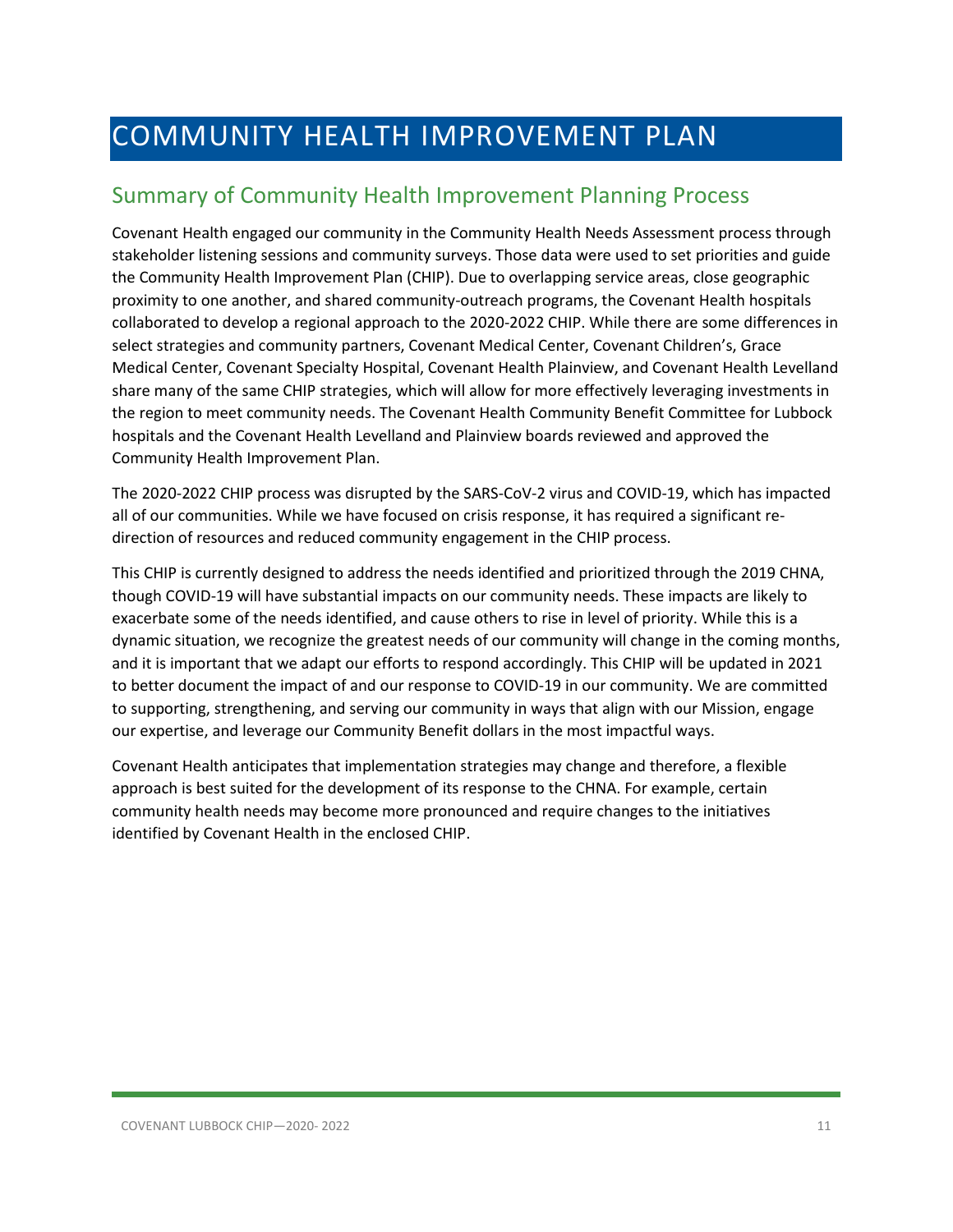# COMMUNITY HEALTH IMPROVEMENT PLAN

## Summary of Community Health Improvement Planning Process

Covenant Health engaged our community in the Community Health Needs Assessment process through stakeholder listening sessions and community surveys. Those data were used to set priorities and guide the Community Health Improvement Plan (CHIP). Due to overlapping service areas, close geographic proximity to one another, and shared community-outreach programs, the Covenant Health hospitals collaborated to develop a regional approach to the 2020-2022 CHIP. While there are some differences in select strategies and community partners, Covenant Medical Center, Covenant Children's, Grace Medical Center, Covenant Specialty Hospital, Covenant Health Plainview, and Covenant Health Levelland share many of the same CHIP strategies, which will allow for more effectively leveraging investments in the region to meet community needs. The Covenant Health Community Benefit Committee for Lubbock hospitals and the Covenant Health Levelland and Plainview boards reviewed and approved the Community Health Improvement Plan.

The 2020-2022 CHIP process was disrupted by the SARS-CoV-2 virus and COVID-19, which has impacted all of our communities. While we have focused on crisis response, it has required a significant re-direction of resources and reduced community engagement in the CHIP process.

This CHIP is currently designed to address the needs identified and prioritized through the 2019 CHNA, though COVID-19 will have substantial impacts on our community needs. These impacts are likely to exacerbate some of the needs identified, and cause others to rise in level of priority. While this is a dynamic situation, we recognize the greatest needs of our community will change in the coming months, and it is important that we adapt our efforts to respond accordingly. This CHIP will be updated in 2021 to better document the impact of and our response to COVID-19 in our community. We are committed to supporting, strengthening, and serving our community in ways that align with our Mission, engage our expertise, and leverage our Community Benefit dollars in the most impactful ways.

Covenant Health anticipates that implementation strategies may change and therefore, a flexible approach is best suited for the development of its response to the CHNA. For example, certain community health needs may become more pronounced and require changes to the initiatives identified by Covenant Health in the enclosed CHIP.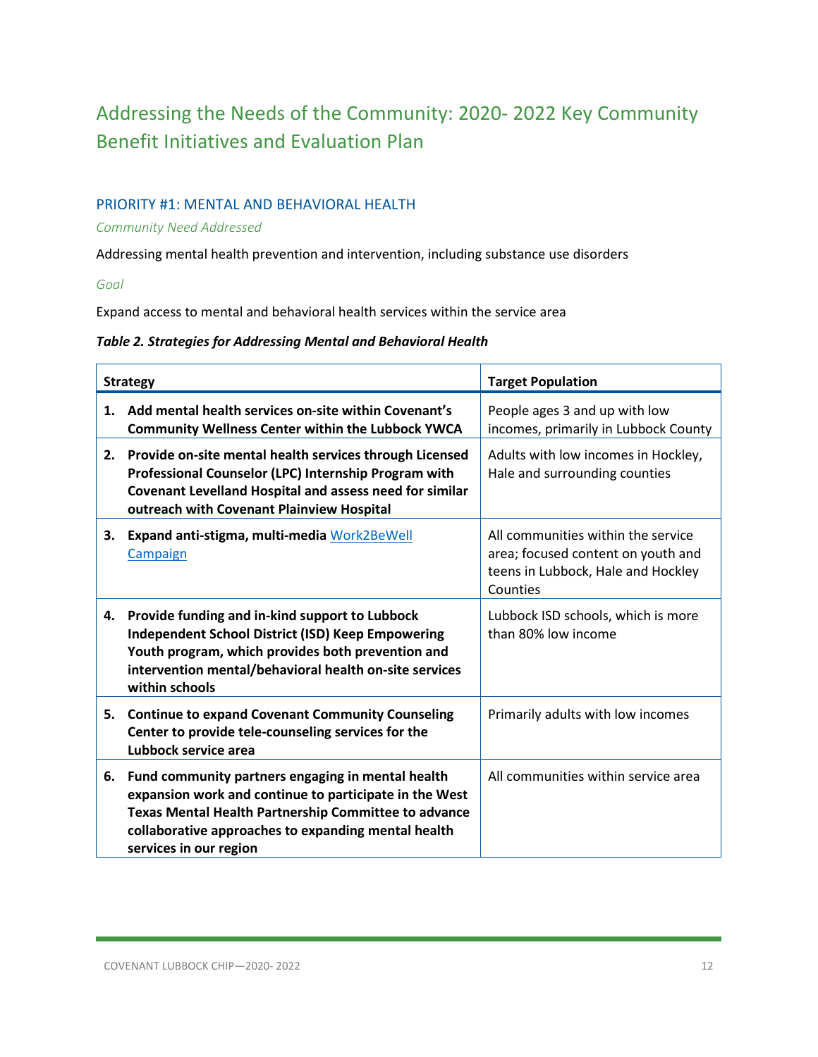## Addressing the Needs of the Community: 2020- 2022 Key Community Benefit Initiatives and Evaluation Plan

### PRIORITY #1: MENTAL AND BEHAVIORAL HEALTH

*Community Need Addressed*

Addressing mental health prevention and intervention, including substance use disorders

*Goal*

Expand access to mental and behavioral health services within the service area

***Table 2. Strategies for Addressing Mental and Behavioral Health***

| Strategy | Target Population |
|---|---|
| **1. Add mental health services on-site within Covenant's Community Wellness Center within the Lubbock YWCA** | People ages 3 and up with low incomes, primarily in Lubbock County |
| **2. Provide on-site mental health services through Licensed Professional Counselor (LPC) Internship Program with Covenant Levelland Hospital and assess need for similar outreach with Covenant Plainview Hospital** | Adults with low incomes in Hockley, Hale and surrounding counties |
| **3. Expand anti-stigma, multi-media** [Work2BeWell Campaign] | All communities within the service area; focused content on youth and teens in Lubbock, Hale and Hockley Counties |
| **4. Provide funding and in-kind support to Lubbock Independent School District (ISD) Keep Empowering Youth program, which provides both prevention and intervention mental/behavioral health on-site services within schools** | Lubbock ISD schools, which is more than 80% low income |
| **5. Continue to expand Covenant Community Counseling Center to provide tele-counseling services for the Lubbock service area** | Primarily adults with low incomes |
| **6. Fund community partners engaging in mental health expansion work and continue to participate in the West Texas Mental Health Partnership Committee to advance collaborative approaches to expanding mental health services in our region** | All communities within service area |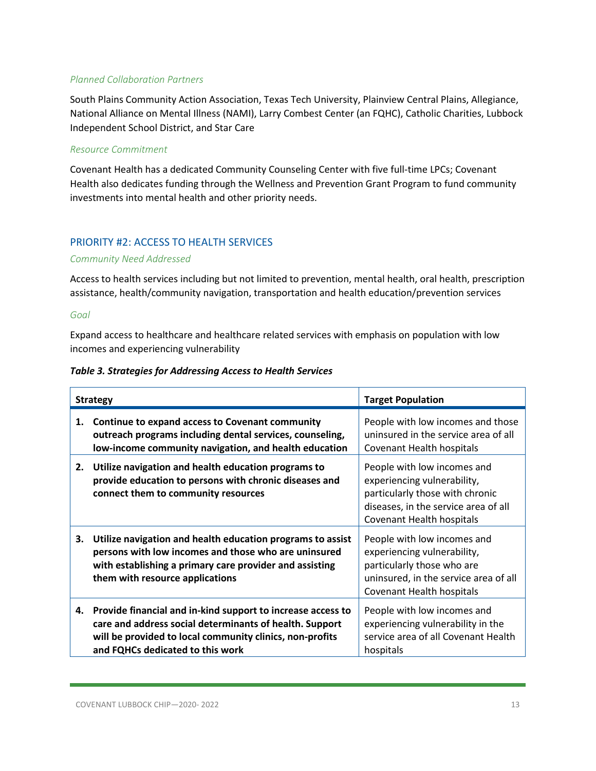*Planned Collaboration Partners*

South Plains Community Action Association, Texas Tech University, Plainview Central Plains, Allegiance, National Alliance on Mental Illness (NAMI), Larry Combest Center (an FQHC), Catholic Charities, Lubbock Independent School District, and Star Care

*Resource Commitment*

Covenant Health has a dedicated Community Counseling Center with five full-time LPCs; Covenant Health also dedicates funding through the Wellness and Prevention Grant Program to fund community investments into mental health and other priority needs.

## PRIORITY #2: ACCESS TO HEALTH SERVICES

*Community Need Addressed*

Access to health services including but not limited to prevention, mental health, oral health, prescription assistance, health/community navigation, transportation and health education/prevention services

*Goal*

Expand access to healthcare and healthcare related services with emphasis on population with low incomes and experiencing vulnerability

***Table 3. Strategies for Addressing Access to Health Services***

| Strategy | Target Population |
|---|---|
| **1. Continue to expand access to Covenant community outreach programs including dental services, counseling, low-income community navigation, and health education** | People with low incomes and those uninsured in the service area of all Covenant Health hospitals |
| **2. Utilize navigation and health education programs to provide education to persons with chronic diseases and connect them to community resources** | People with low incomes and experiencing vulnerability, particularly those with chronic diseases, in the service area of all Covenant Health hospitals |
| **3. Utilize navigation and health education programs to assist persons with low incomes and those who are uninsured with establishing a primary care provider and assisting them with resource applications** | People with low incomes and experiencing vulnerability, particularly those who are uninsured, in the service area of all Covenant Health hospitals |
| **4. Provide financial and in-kind support to increase access to care and address social determinants of health. Support will be provided to local community clinics, non-profits and FQHCs dedicated to this work** | People with low incomes and experiencing vulnerability in the service area of all Covenant Health hospitals |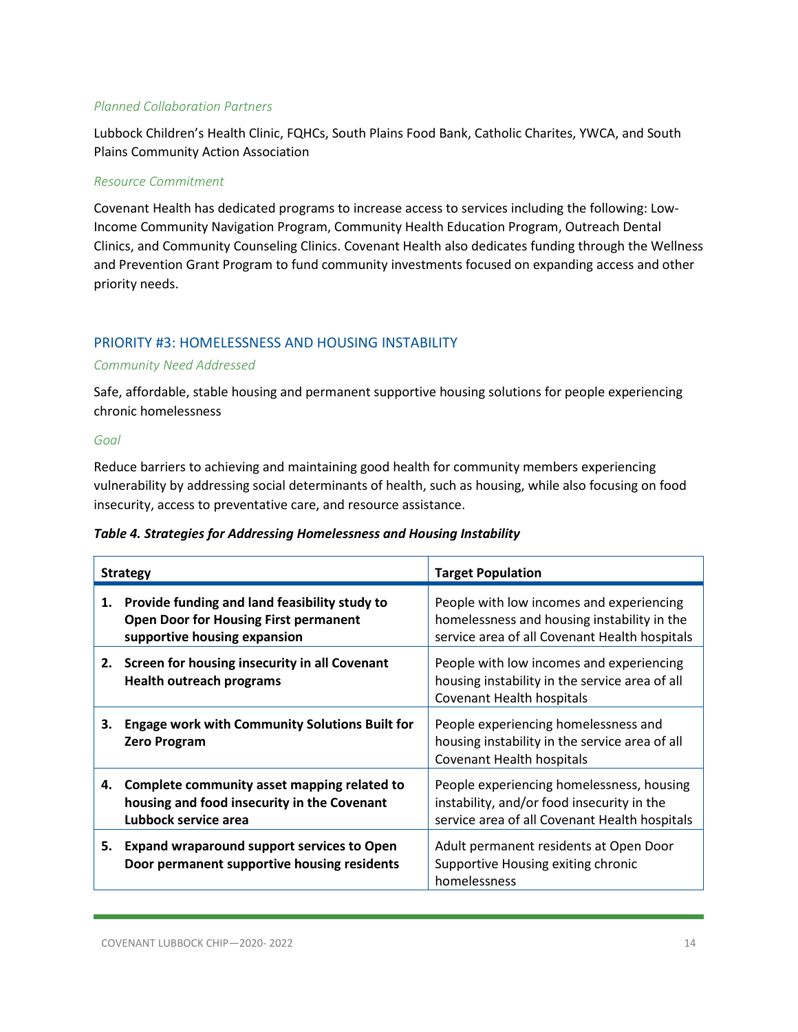*Planned Collaboration Partners*

Lubbock Children's Health Clinic, FQHCs, South Plains Food Bank, Catholic Charites, YWCA, and South Plains Community Action Association

*Resource Commitment*

Covenant Health has dedicated programs to increase access to services including the following: Low-Income Community Navigation Program, Community Health Education Program, Outreach Dental Clinics, and Community Counseling Clinics. Covenant Health also dedicates funding through the Wellness and Prevention Grant Program to fund community investments focused on expanding access and other priority needs.

## PRIORITY #3: HOMELESSNESS AND HOUSING INSTABILITY

*Community Need Addressed*

Safe, affordable, stable housing and permanent supportive housing solutions for people experiencing chronic homelessness

*Goal*

Reduce barriers to achieving and maintaining good health for community members experiencing vulnerability by addressing social determinants of health, such as housing, while also focusing on food insecurity, access to preventative care, and resource assistance.

***Table 4. Strategies for Addressing Homelessness and Housing Instability***

| Strategy | Target Population |
|---|---|
| **1. Provide funding and land feasibility study to Open Door for Housing First permanent supportive housing expansion** | People with low incomes and experiencing homelessness and housing instability in the service area of all Covenant Health hospitals |
| **2. Screen for housing insecurity in all Covenant Health outreach programs** | People with low incomes and experiencing housing instability in the service area of all Covenant Health hospitals |
| **3. Engage work with Community Solutions Built for Zero Program** | People experiencing homelessness and housing instability in the service area of all Covenant Health hospitals |
| **4. Complete community asset mapping related to housing and food insecurity in the Covenant Lubbock service area** | People experiencing homelessness, housing instability, and/or food insecurity in the service area of all Covenant Health hospitals |
| **5. Expand wraparound support services to Open Door permanent supportive housing residents** | Adult permanent residents at Open Door Supportive Housing exiting chronic homelessness |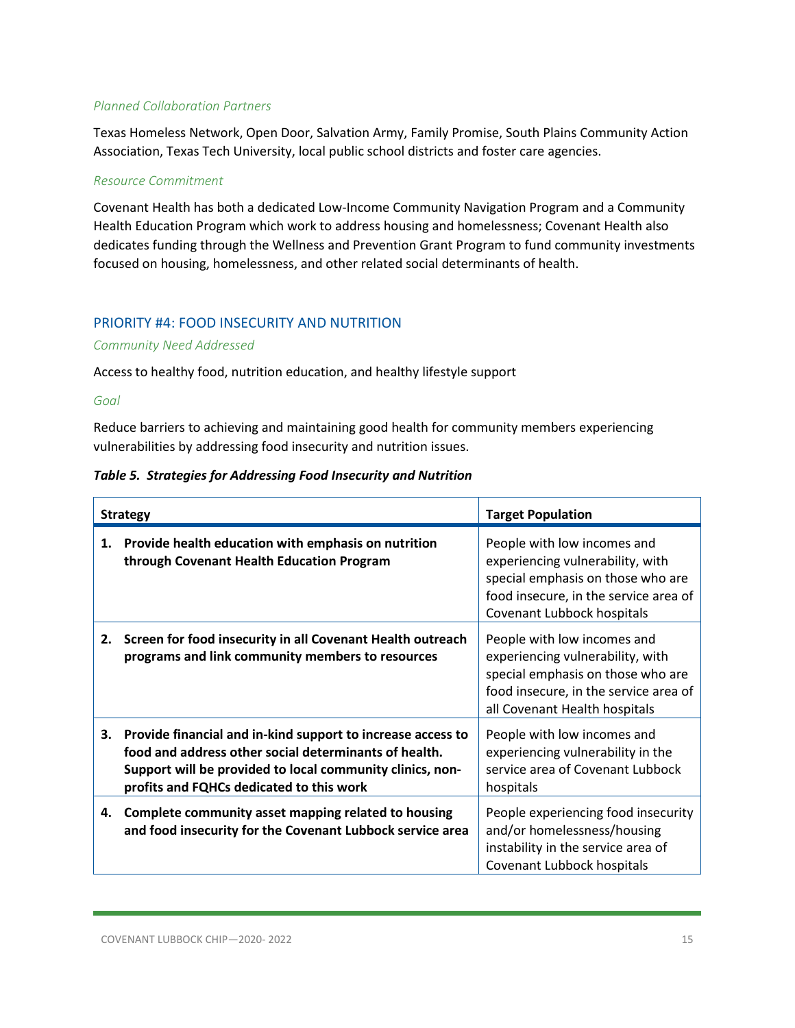*Planned Collaboration Partners*

Texas Homeless Network, Open Door, Salvation Army, Family Promise, South Plains Community Action Association, Texas Tech University, local public school districts and foster care agencies.

*Resource Commitment*

Covenant Health has both a dedicated Low-Income Community Navigation Program and a Community Health Education Program which work to address housing and homelessness; Covenant Health also dedicates funding through the Wellness and Prevention Grant Program to fund community investments focused on housing, homelessness, and other related social determinants of health.

## PRIORITY #4: FOOD INSECURITY AND NUTRITION

*Community Need Addressed*

Access to healthy food, nutrition education, and healthy lifestyle support

*Goal*

Reduce barriers to achieving and maintaining good health for community members experiencing vulnerabilities by addressing food insecurity and nutrition issues.

***Table 5. Strategies for Addressing Food Insecurity and Nutrition***

| Strategy | Target Population |
|---|---|
| **1. Provide health education with emphasis on nutrition through Covenant Health Education Program** | People with low incomes and experiencing vulnerability, with special emphasis on those who are food insecure, in the service area of Covenant Lubbock hospitals |
| **2. Screen for food insecurity in all Covenant Health outreach programs and link community members to resources** | People with low incomes and experiencing vulnerability, with special emphasis on those who are food insecure, in the service area of all Covenant Health hospitals |
| **3. Provide financial and in-kind support to increase access to food and address other social determinants of health. Support will be provided to local community clinics, non-profits and FQHCs dedicated to this work** | People with low incomes and experiencing vulnerability in the service area of Covenant Lubbock hospitals |
| **4. Complete community asset mapping related to housing and food insecurity for the Covenant Lubbock service area** | People experiencing food insecurity and/or homelessness/housing instability in the service area of Covenant Lubbock hospitals |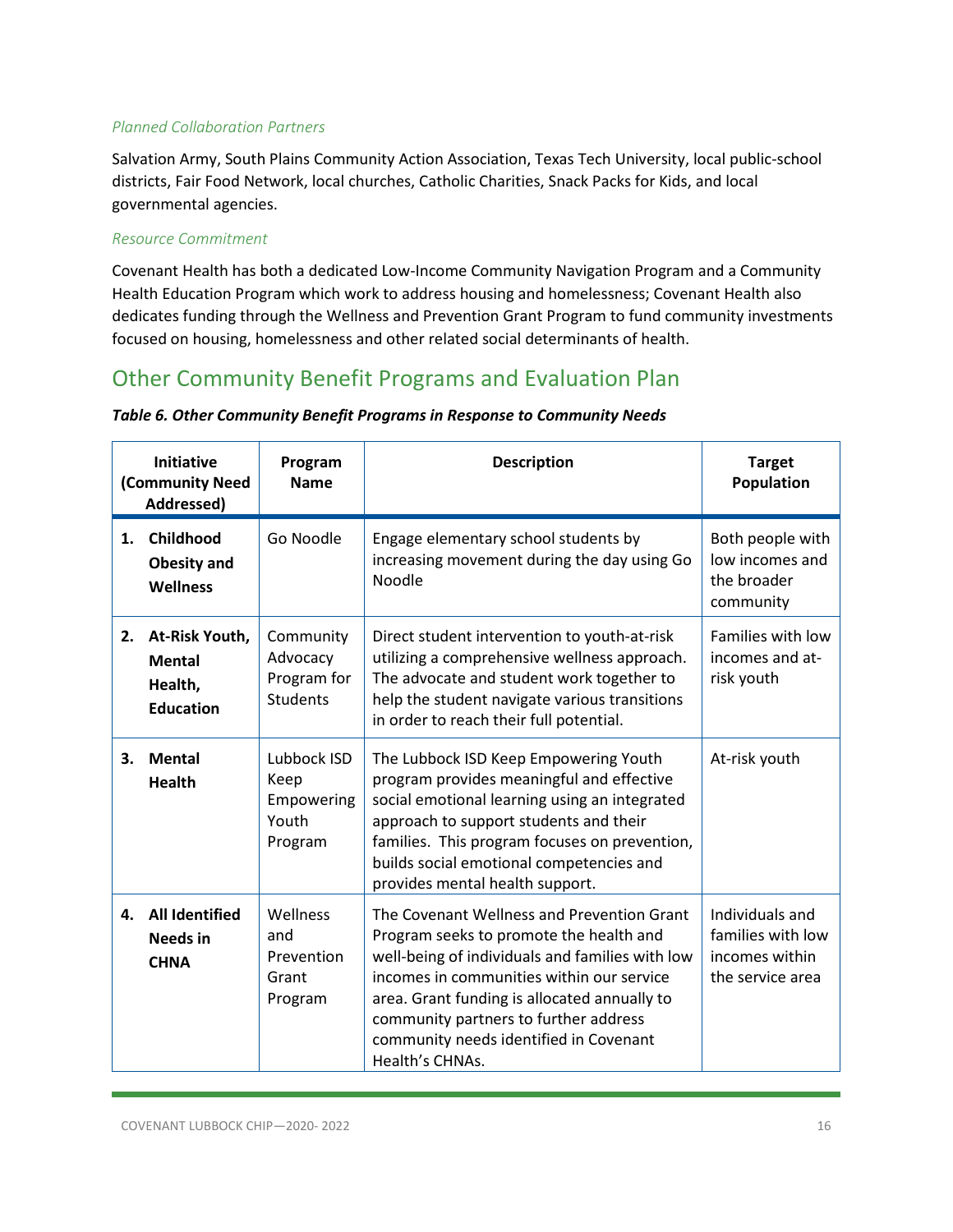*Planned Collaboration Partners*

Salvation Army, South Plains Community Action Association, Texas Tech University, local public-school districts, Fair Food Network, local churches, Catholic Charities, Snack Packs for Kids, and local governmental agencies.

*Resource Commitment*

Covenant Health has both a dedicated Low-Income Community Navigation Program and a Community Health Education Program which work to address housing and homelessness; Covenant Health also dedicates funding through the Wellness and Prevention Grant Program to fund community investments focused on housing, homelessness and other related social determinants of health.

## Other Community Benefit Programs and Evaluation Plan

***Table 6. Other Community Benefit Programs in Response to Community Needs***

| Initiative (Community Need Addressed) | Program Name | Description | Target Population |
|---|---|---|---|
| **1. Childhood Obesity and Wellness** | Go Noodle | Engage elementary school students by increasing movement during the day using Go Noodle | Both people with low incomes and the broader community |
| **2. At-Risk Youth, Mental Health, Education** | Community Advocacy Program for Students | Direct student intervention to youth-at-risk utilizing a comprehensive wellness approach. The advocate and student work together to help the student navigate various transitions in order to reach their full potential. | Families with low incomes and at-risk youth |
| **3. Mental Health** | Lubbock ISD Keep Empowering Youth Program | The Lubbock ISD Keep Empowering Youth program provides meaningful and effective social emotional learning using an integrated approach to support students and their families. This program focuses on prevention, builds social emotional competencies and provides mental health support. | At-risk youth |
| **4. All Identified Needs in CHNA** | Wellness and Prevention Grant Program | The Covenant Wellness and Prevention Grant Program seeks to promote the health and well-being of individuals and families with low incomes in communities within our service area. Grant funding is allocated annually to community partners to further address community needs identified in Covenant Health's CHNAs. | Individuals and families with low incomes within the service area |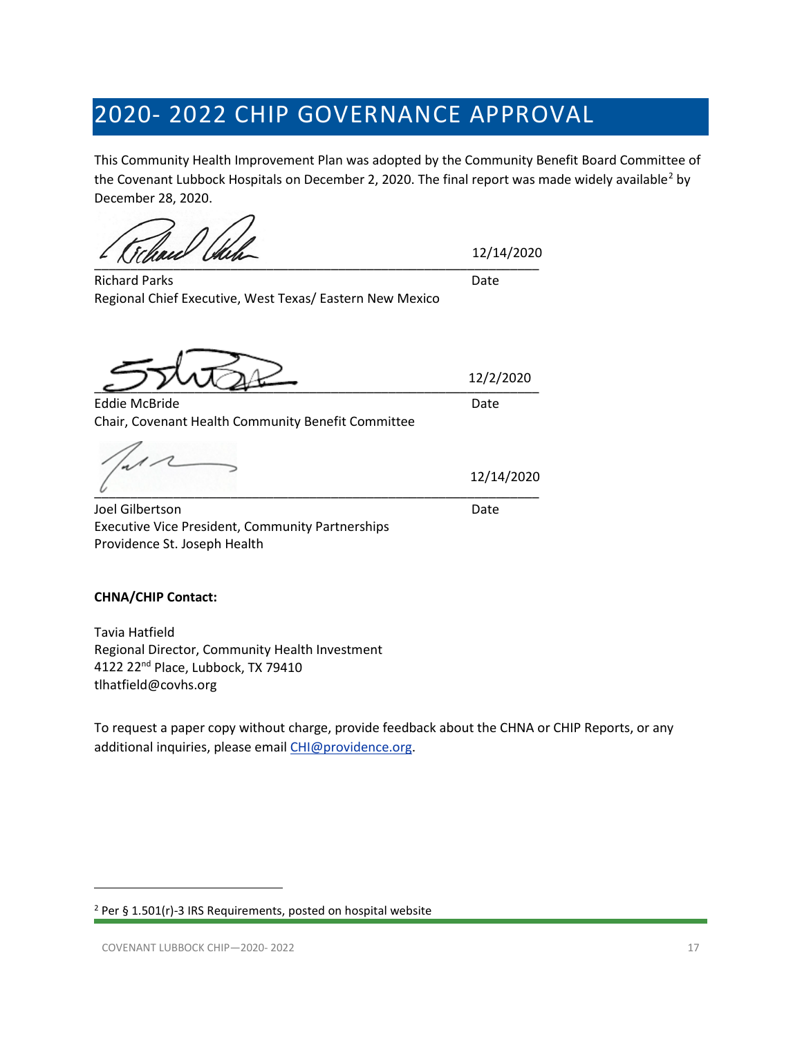# 2020- 2022 CHIP GOVERNANCE APPROVAL

This Community Health Improvement Plan was adopted by the Community Benefit Board Committee of the Covenant Lubbock Hospitals on December 2, 2020. The final report was made widely available[2] by December 28, 2020.

12/14/2020

Richard Parks — Date
Regional Chief Executive, West Texas/ Eastern New Mexico

12/2/2020

Eddie McBride — Date
Chair, Covenant Health Community Benefit Committee

12/14/2020

Joel Gilbertson — Date
Executive Vice President, Community Partnerships
Providence St. Joseph Health

**CHNA/CHIP Contact:**

Tavia Hatfield
Regional Director, Community Health Investment
4122 22nd Place, Lubbock, TX 79410
tlhatfield@covhs.org

To request a paper copy without charge, provide feedback about the CHNA or CHIP Reports, or any additional inquiries, please email CHI@providence.org.

[2] Per § 1.501(r)-3 IRS Requirements, posted on hospital website